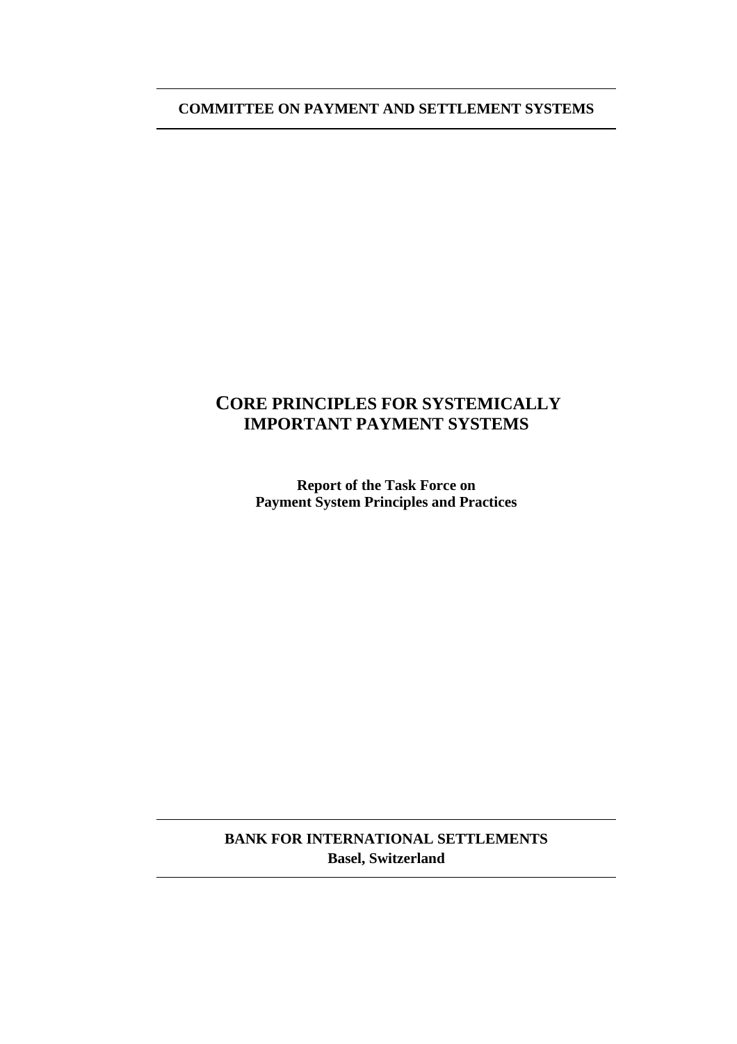**COMMITTEE ON PAYMENT AND SETTLEMENT SYSTEMS**

# CORE PRINCIPLES FOR SYSTEMICALLY IMPORTANT PAYMENT SYSTEMS

**Report of the Task Force on Payment System Principles and Practices**

**BANK FOR INTERNATIONAL SETTLEMENTS**
**Basel, Switzerland**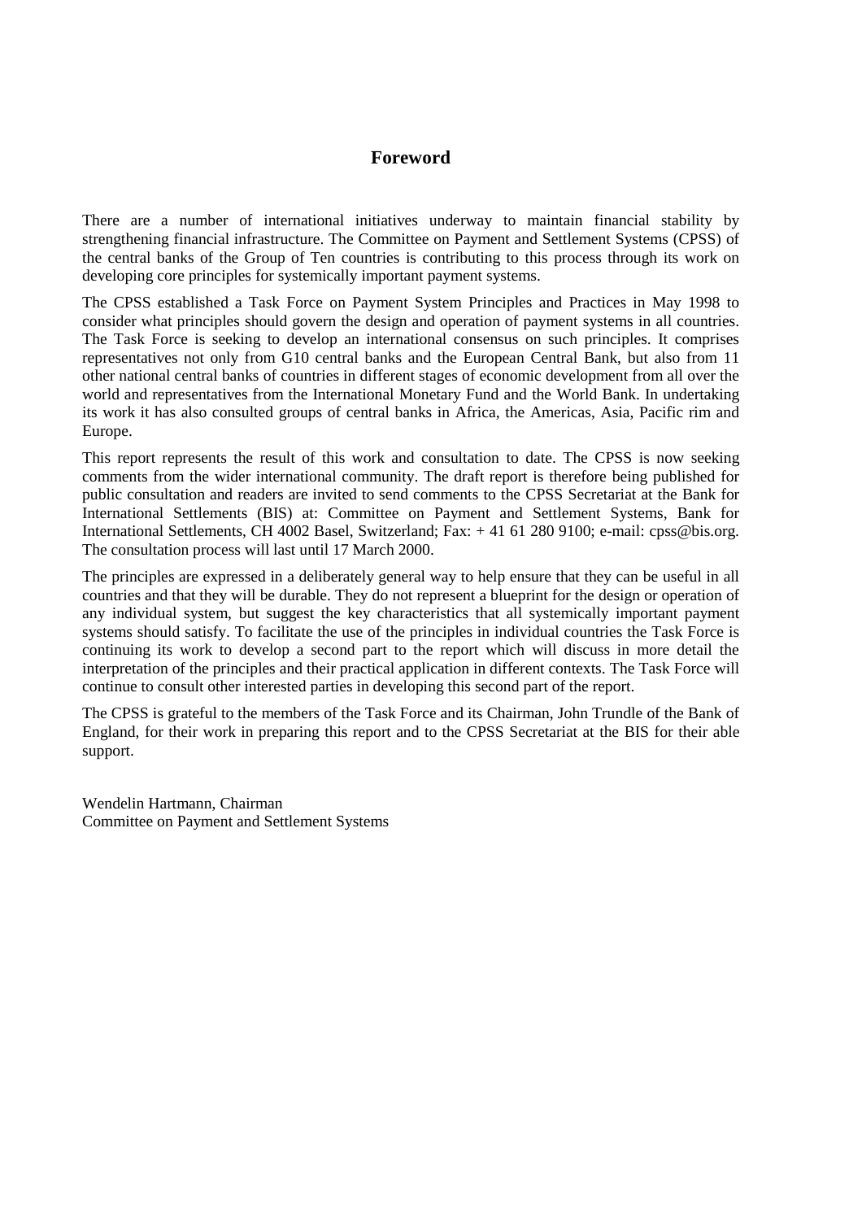## Foreword

There are a number of international initiatives underway to maintain financial stability by strengthening financial infrastructure. The Committee on Payment and Settlement Systems (CPSS) of the central banks of the Group of Ten countries is contributing to this process through its work on developing core principles for systemically important payment systems.

The CPSS established a Task Force on Payment System Principles and Practices in May 1998 to consider what principles should govern the design and operation of payment systems in all countries. The Task Force is seeking to develop an international consensus on such principles. It comprises representatives not only from G10 central banks and the European Central Bank, but also from 11 other national central banks of countries in different stages of economic development from all over the world and representatives from the International Monetary Fund and the World Bank. In undertaking its work it has also consulted groups of central banks in Africa, the Americas, Asia, Pacific rim and Europe.

This report represents the result of this work and consultation to date. The CPSS is now seeking comments from the wider international community. The draft report is therefore being published for public consultation and readers are invited to send comments to the CPSS Secretariat at the Bank for International Settlements (BIS) at: Committee on Payment and Settlement Systems, Bank for International Settlements, CH 4002 Basel, Switzerland; Fax: + 41 61 280 9100; e-mail: cpss@bis.org. The consultation process will last until 17 March 2000.

The principles are expressed in a deliberately general way to help ensure that they can be useful in all countries and that they will be durable. They do not represent a blueprint for the design or operation of any individual system, but suggest the key characteristics that all systemically important payment systems should satisfy. To facilitate the use of the principles in individual countries the Task Force is continuing its work to develop a second part to the report which will discuss in more detail the interpretation of the principles and their practical application in different contexts. The Task Force will continue to consult other interested parties in developing this second part of the report.

The CPSS is grateful to the members of the Task Force and its Chairman, John Trundle of the Bank of England, for their work in preparing this report and to the CPSS Secretariat at the BIS for their able support.

Wendelin Hartmann, Chairman
Committee on Payment and Settlement Systems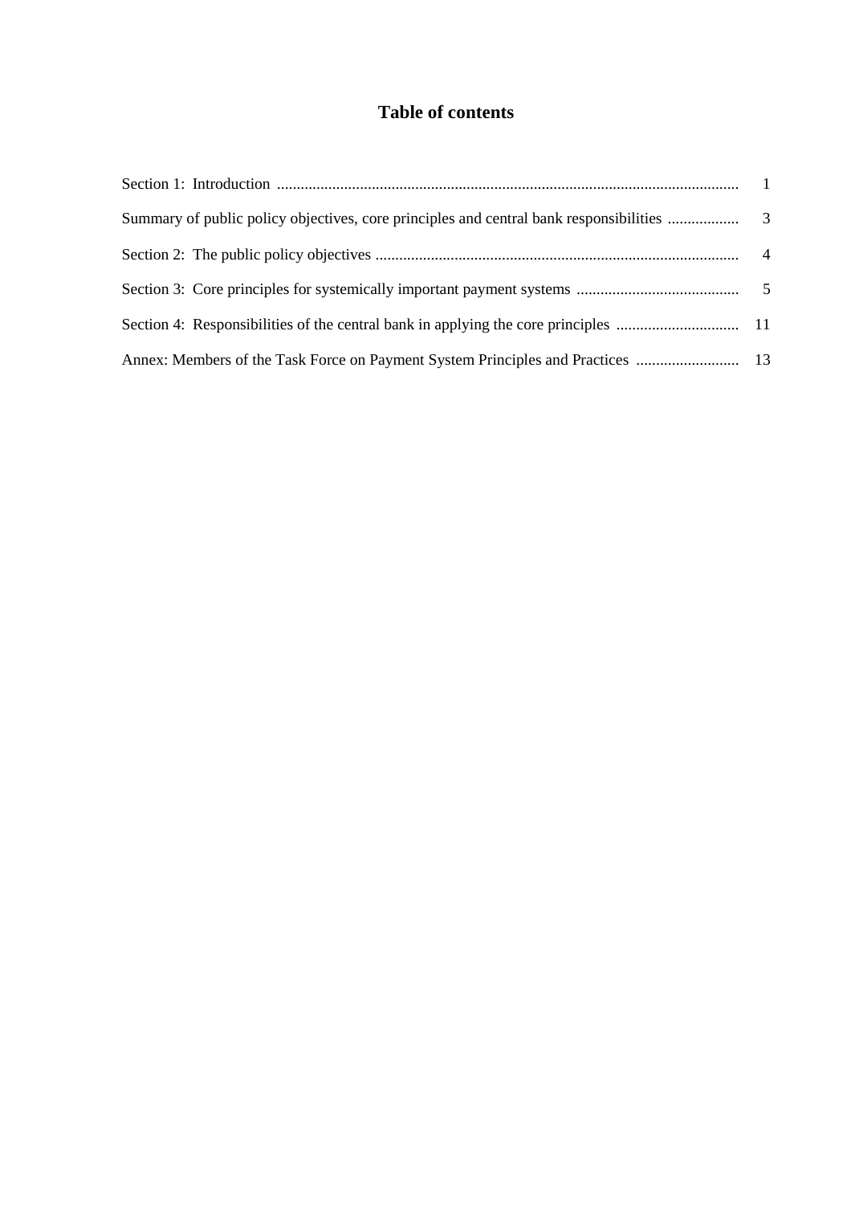# Table of contents

| | |
|---|---|
| Section 1: Introduction | 1 |
| Summary of public policy objectives, core principles and central bank responsibilities | 3 |
| Section 2: The public policy objectives | 4 |
| Section 3: Core principles for systemically important payment systems | 5 |
| Section 4: Responsibilities of the central bank in applying the core principles | 11 |
| Annex: Members of the Task Force on Payment System Principles and Practices | 13 |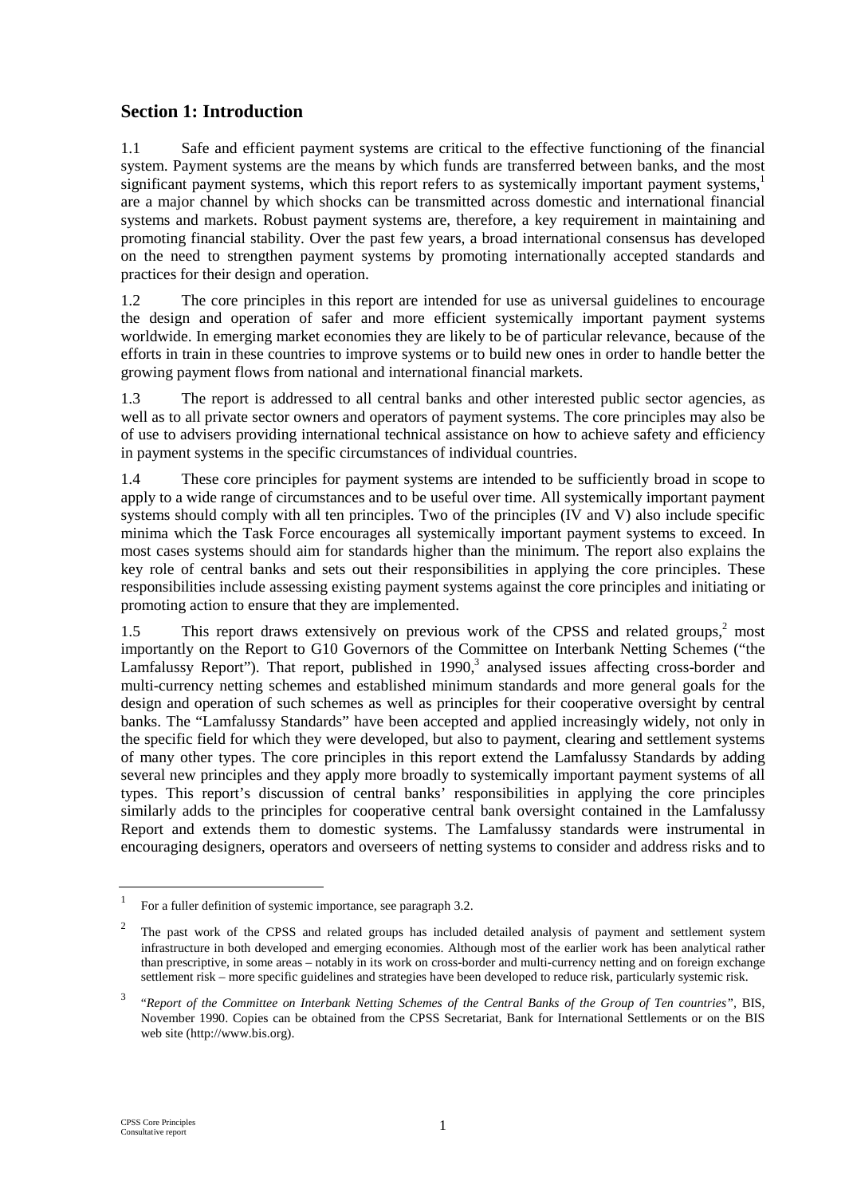## Section 1: Introduction

1.1 Safe and efficient payment systems are critical to the effective functioning of the financial system. Payment systems are the means by which funds are transferred between banks, and the most significant payment systems, which this report refers to as systemically important payment systems,[1] are a major channel by which shocks can be transmitted across domestic and international financial systems and markets. Robust payment systems are, therefore, a key requirement in maintaining and promoting financial stability. Over the past few years, a broad international consensus has developed on the need to strengthen payment systems by promoting internationally accepted standards and practices for their design and operation.

1.2 The core principles in this report are intended for use as universal guidelines to encourage the design and operation of safer and more efficient systemically important payment systems worldwide. In emerging market economies they are likely to be of particular relevance, because of the efforts in train in these countries to improve systems or to build new ones in order to handle better the growing payment flows from national and international financial markets.

1.3 The report is addressed to all central banks and other interested public sector agencies, as well as to all private sector owners and operators of payment systems. The core principles may also be of use to advisers providing international technical assistance on how to achieve safety and efficiency in payment systems in the specific circumstances of individual countries.

1.4 These core principles for payment systems are intended to be sufficiently broad in scope to apply to a wide range of circumstances and to be useful over time. All systemically important payment systems should comply with all ten principles. Two of the principles (IV and V) also include specific minima which the Task Force encourages all systemically important payment systems to exceed. In most cases systems should aim for standards higher than the minimum. The report also explains the key role of central banks and sets out their responsibilities in applying the core principles. These responsibilities include assessing existing payment systems against the core principles and initiating or promoting action to ensure that they are implemented.

1.5 This report draws extensively on previous work of the CPSS and related groups,[2] most importantly on the Report to G10 Governors of the Committee on Interbank Netting Schemes ("the Lamfalussy Report"). That report, published in 1990,[3] analysed issues affecting cross-border and multi-currency netting schemes and established minimum standards and more general goals for the design and operation of such schemes as well as principles for their cooperative oversight by central banks. The "Lamfalussy Standards" have been accepted and applied increasingly widely, not only in the specific field for which they were developed, but also to payment, clearing and settlement systems of many other types. The core principles in this report extend the Lamfalussy Standards by adding several new principles and they apply more broadly to systemically important payment systems of all types. This report's discussion of central banks' responsibilities in applying the core principles similarly adds to the principles for cooperative central bank oversight contained in the Lamfalussy Report and extends them to domestic systems. The Lamfalussy standards were instrumental in encouraging designers, operators and overseers of netting systems to consider and address risks and to

---

[1] For a fuller definition of systemic importance, see paragraph 3.2.

[2] The past work of the CPSS and related groups has included detailed analysis of payment and settlement system infrastructure in both developed and emerging economies. Although most of the earlier work has been analytical rather than prescriptive, in some areas – notably in its work on cross-border and multi-currency netting and on foreign exchange settlement risk – more specific guidelines and strategies have been developed to reduce risk, particularly systemic risk.

[3] "*Report of the Committee on Interbank Netting Schemes of the Central Banks of the Group of Ten countries*", BIS, November 1990. Copies can be obtained from the CPSS Secretariat, Bank for International Settlements or on the BIS web site (http://www.bis.org).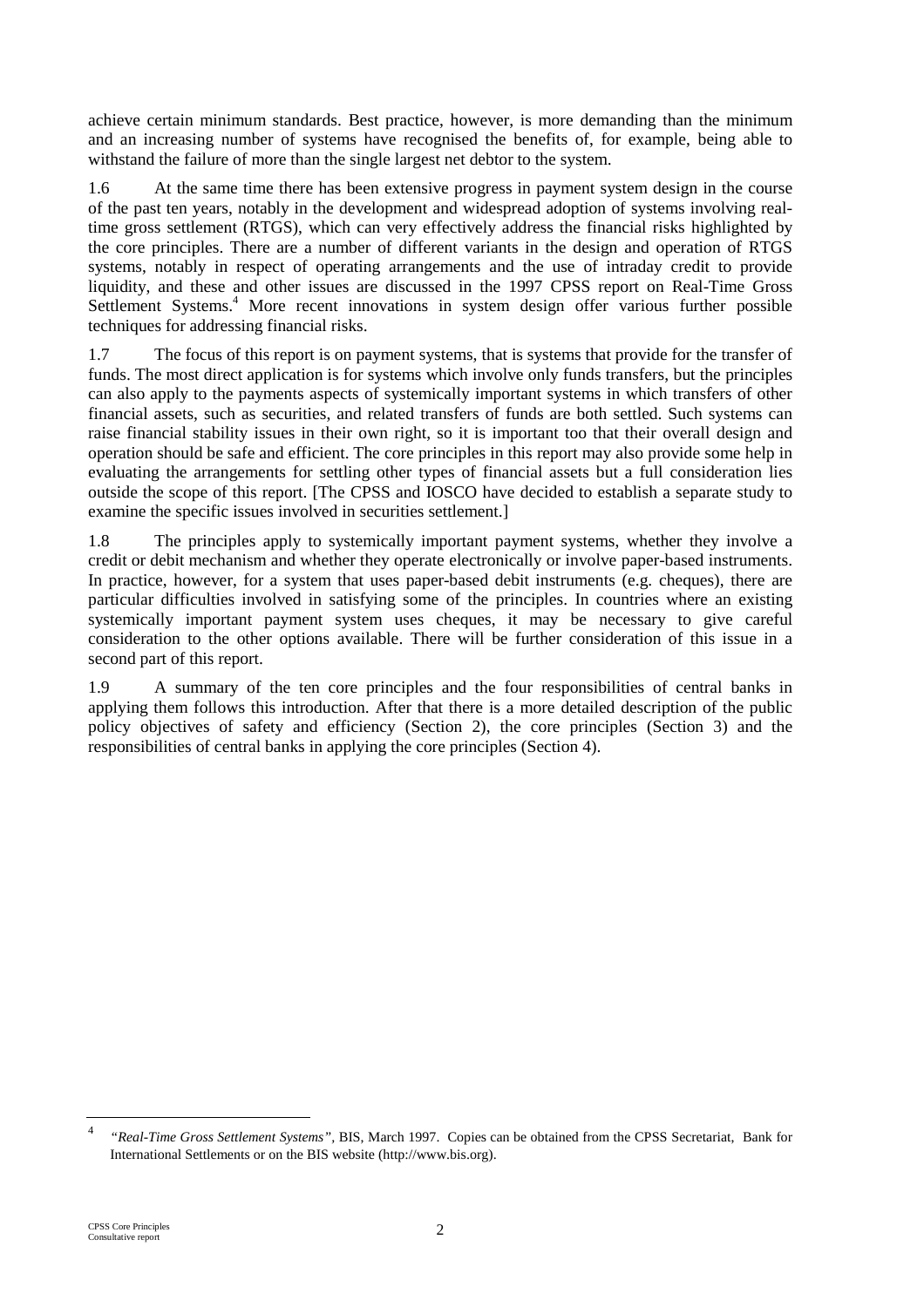achieve certain minimum standards. Best practice, however, is more demanding than the minimum and an increasing number of systems have recognised the benefits of, for example, being able to withstand the failure of more than the single largest net debtor to the system.

1.6 At the same time there has been extensive progress in payment system design in the course of the past ten years, notably in the development and widespread adoption of systems involving real-time gross settlement (RTGS), which can very effectively address the financial risks highlighted by the core principles. There are a number of different variants in the design and operation of RTGS systems, notably in respect of operating arrangements and the use of intraday credit to provide liquidity, and these and other issues are discussed in the 1997 CPSS report on Real-Time Gross Settlement Systems.[4] More recent innovations in system design offer various further possible techniques for addressing financial risks.

1.7 The focus of this report is on payment systems, that is systems that provide for the transfer of funds. The most direct application is for systems which involve only funds transfers, but the principles can also apply to the payments aspects of systemically important systems in which transfers of other financial assets, such as securities, and related transfers of funds are both settled. Such systems can raise financial stability issues in their own right, so it is important too that their overall design and operation should be safe and efficient. The core principles in this report may also provide some help in evaluating the arrangements for settling other types of financial assets but a full consideration lies outside the scope of this report. [The CPSS and IOSCO have decided to establish a separate study to examine the specific issues involved in securities settlement.]

1.8 The principles apply to systemically important payment systems, whether they involve a credit or debit mechanism and whether they operate electronically or involve paper-based instruments. In practice, however, for a system that uses paper-based debit instruments (e.g. cheques), there are particular difficulties involved in satisfying some of the principles. In countries where an existing systemically important payment system uses cheques, it may be necessary to give careful consideration to the other options available. There will be further consideration of this issue in a second part of this report.

1.9 A summary of the ten core principles and the four responsibilities of central banks in applying them follows this introduction. After that there is a more detailed description of the public policy objectives of safety and efficiency (Section 2), the core principles (Section 3) and the responsibilities of central banks in applying the core principles (Section 4).

[4] *"Real-Time Gross Settlement Systems"*, BIS, March 1997. Copies can be obtained from the CPSS Secretariat, Bank for International Settlements or on the BIS website (http://www.bis.org).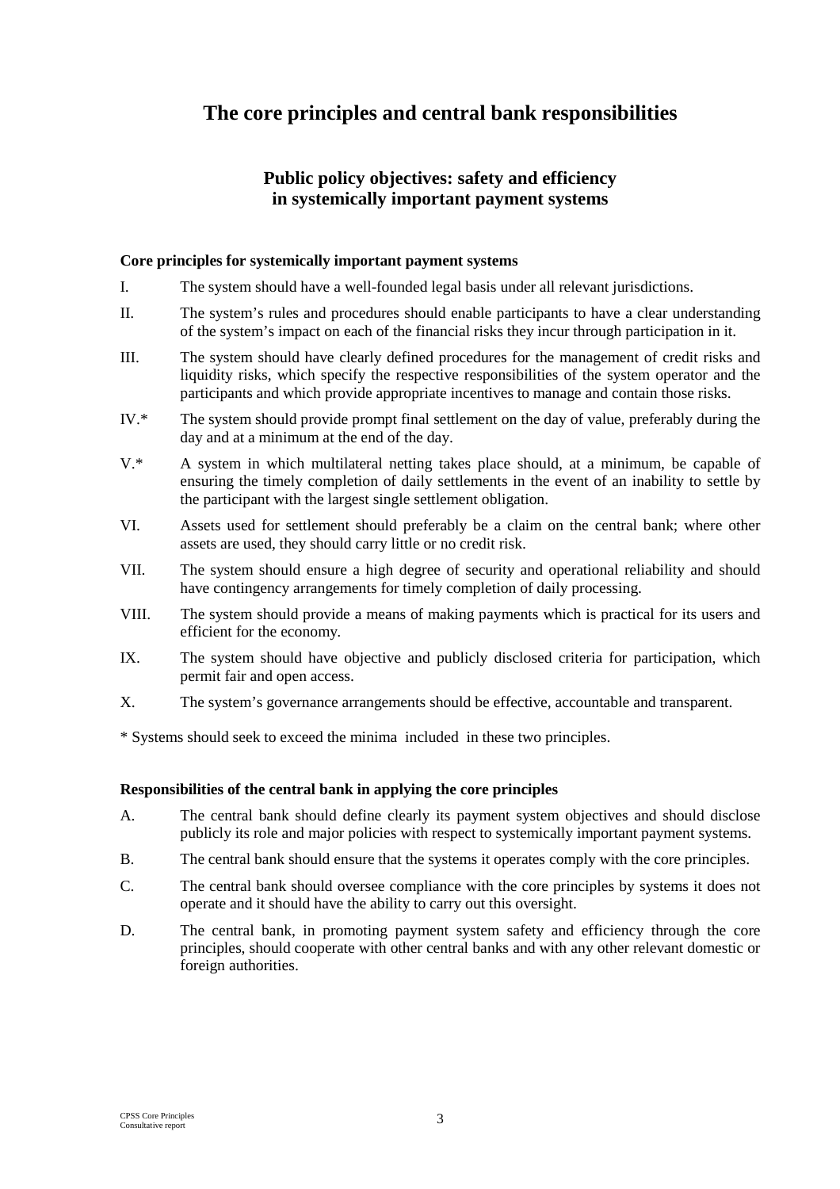# The core principles and central bank responsibilities

## Public policy objectives: safety and efficiency in systemically important payment systems

**Core principles for systemically important payment systems**

I. The system should have a well-founded legal basis under all relevant jurisdictions.

II. The system's rules and procedures should enable participants to have a clear understanding of the system's impact on each of the financial risks they incur through participation in it.

III. The system should have clearly defined procedures for the management of credit risks and liquidity risks, which specify the respective responsibilities of the system operator and the participants and which provide appropriate incentives to manage and contain those risks.

IV.* The system should provide prompt final settlement on the day of value, preferably during the day and at a minimum at the end of the day.

V.* A system in which multilateral netting takes place should, at a minimum, be capable of ensuring the timely completion of daily settlements in the event of an inability to settle by the participant with the largest single settlement obligation.

VI. Assets used for settlement should preferably be a claim on the central bank; where other assets are used, they should carry little or no credit risk.

VII. The system should ensure a high degree of security and operational reliability and should have contingency arrangements for timely completion of daily processing.

VIII. The system should provide a means of making payments which is practical for its users and efficient for the economy.

IX. The system should have objective and publicly disclosed criteria for participation, which permit fair and open access.

X. The system's governance arrangements should be effective, accountable and transparent.

* Systems should seek to exceed the minima included in these two principles.

**Responsibilities of the central bank in applying the core principles**

A. The central bank should define clearly its payment system objectives and should disclose publicly its role and major policies with respect to systemically important payment systems.

B. The central bank should ensure that the systems it operates comply with the core principles.

C. The central bank should oversee compliance with the core principles by systems it does not operate and it should have the ability to carry out this oversight.

D. The central bank, in promoting payment system safety and efficiency through the core principles, should cooperate with other central banks and with any other relevant domestic or foreign authorities.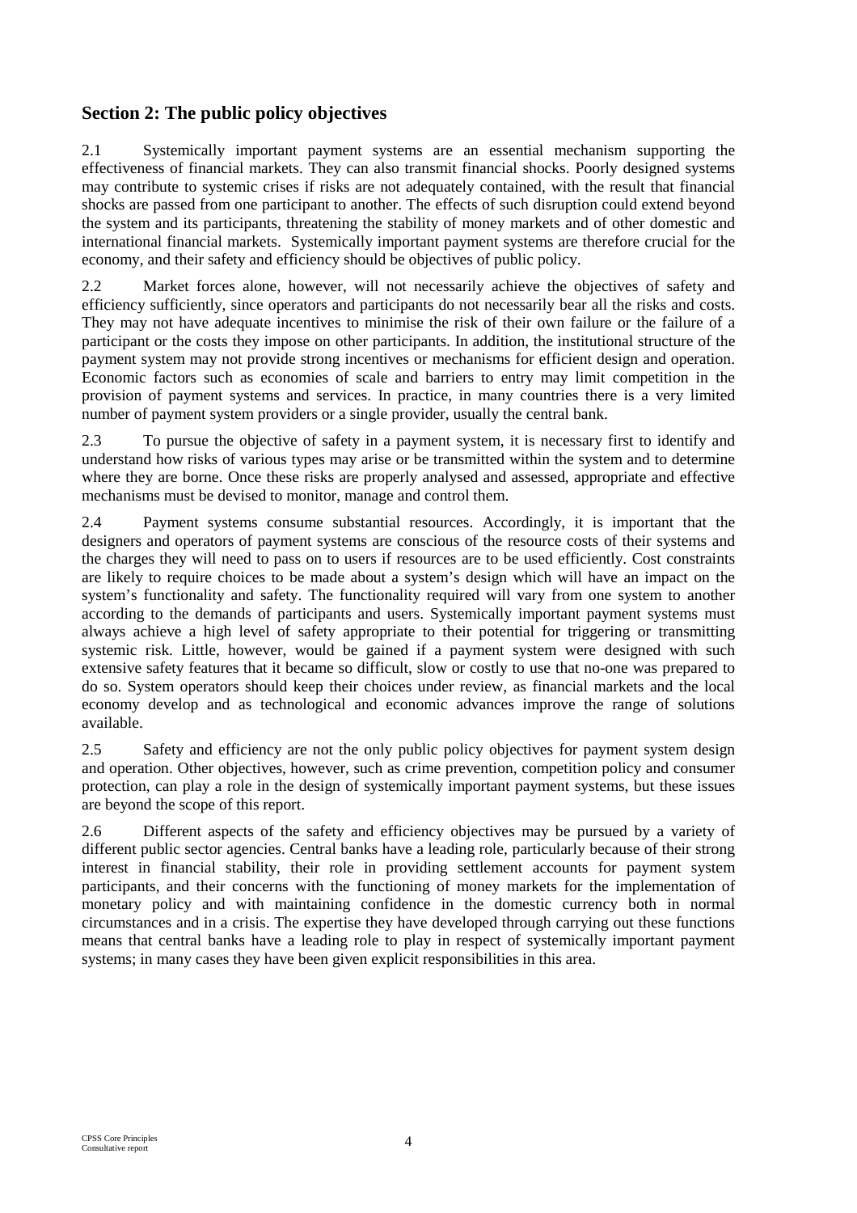## Section 2: The public policy objectives

2.1 Systemically important payment systems are an essential mechanism supporting the effectiveness of financial markets. They can also transmit financial shocks. Poorly designed systems may contribute to systemic crises if risks are not adequately contained, with the result that financial shocks are passed from one participant to another. The effects of such disruption could extend beyond the system and its participants, threatening the stability of money markets and of other domestic and international financial markets. Systemically important payment systems are therefore crucial for the economy, and their safety and efficiency should be objectives of public policy.

2.2 Market forces alone, however, will not necessarily achieve the objectives of safety and efficiency sufficiently, since operators and participants do not necessarily bear all the risks and costs. They may not have adequate incentives to minimise the risk of their own failure or the failure of a participant or the costs they impose on other participants. In addition, the institutional structure of the payment system may not provide strong incentives or mechanisms for efficient design and operation. Economic factors such as economies of scale and barriers to entry may limit competition in the provision of payment systems and services. In practice, in many countries there is a very limited number of payment system providers or a single provider, usually the central bank.

2.3 To pursue the objective of safety in a payment system, it is necessary first to identify and understand how risks of various types may arise or be transmitted within the system and to determine where they are borne. Once these risks are properly analysed and assessed, appropriate and effective mechanisms must be devised to monitor, manage and control them.

2.4 Payment systems consume substantial resources. Accordingly, it is important that the designers and operators of payment systems are conscious of the resource costs of their systems and the charges they will need to pass on to users if resources are to be used efficiently. Cost constraints are likely to require choices to be made about a system's design which will have an impact on the system's functionality and safety. The functionality required will vary from one system to another according to the demands of participants and users. Systemically important payment systems must always achieve a high level of safety appropriate to their potential for triggering or transmitting systemic risk. Little, however, would be gained if a payment system were designed with such extensive safety features that it became so difficult, slow or costly to use that no-one was prepared to do so. System operators should keep their choices under review, as financial markets and the local economy develop and as technological and economic advances improve the range of solutions available.

2.5 Safety and efficiency are not the only public policy objectives for payment system design and operation. Other objectives, however, such as crime prevention, competition policy and consumer protection, can play a role in the design of systemically important payment systems, but these issues are beyond the scope of this report.

2.6 Different aspects of the safety and efficiency objectives may be pursued by a variety of different public sector agencies. Central banks have a leading role, particularly because of their strong interest in financial stability, their role in providing settlement accounts for payment system participants, and their concerns with the functioning of money markets for the implementation of monetary policy and with maintaining confidence in the domestic currency both in normal circumstances and in a crisis. The expertise they have developed through carrying out these functions means that central banks have a leading role to play in respect of systemically important payment systems; in many cases they have been given explicit responsibilities in this area.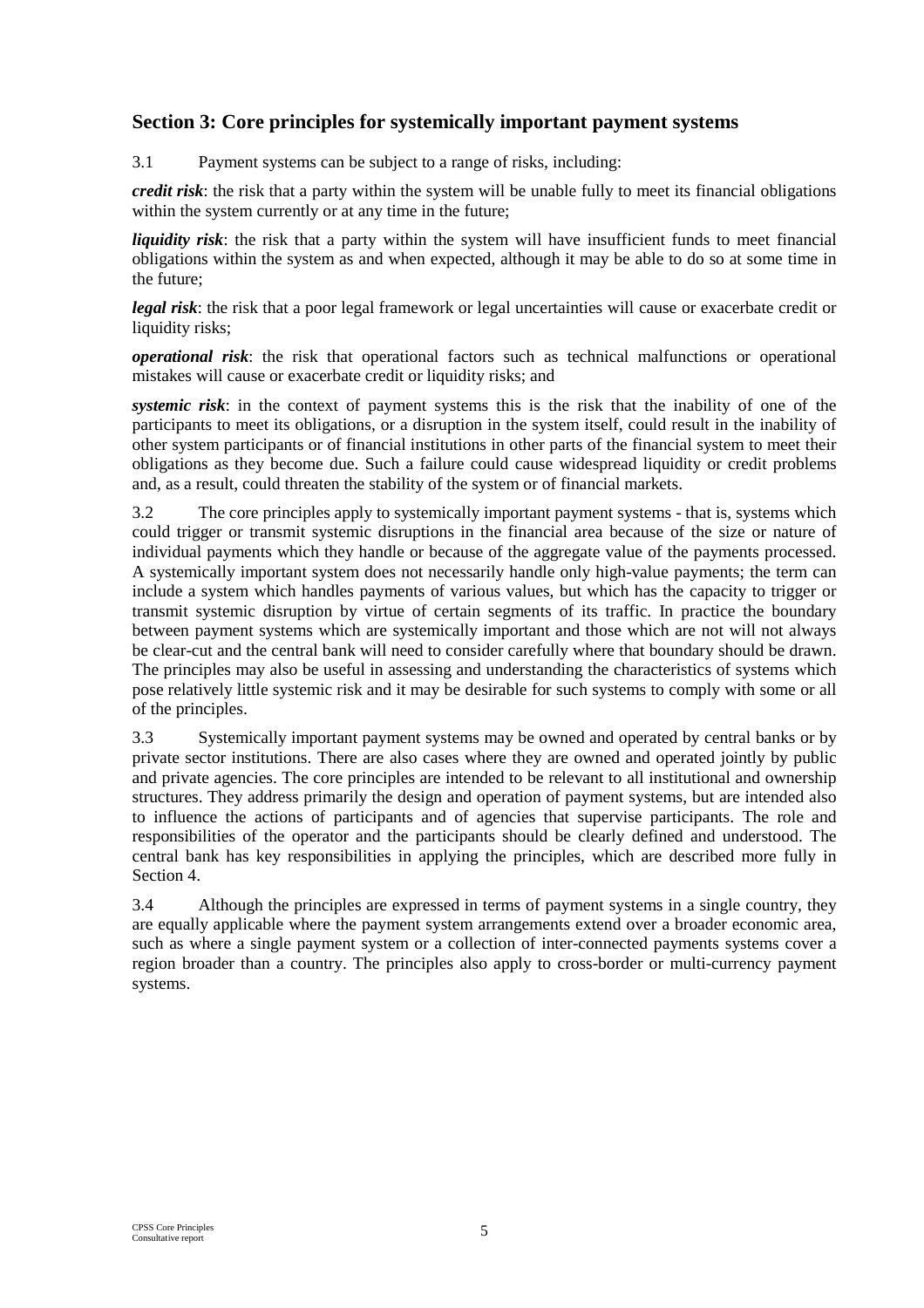## Section 3: Core principles for systemically important payment systems

3.1 Payment systems can be subject to a range of risks, including:

***credit risk***: the risk that a party within the system will be unable fully to meet its financial obligations within the system currently or at any time in the future;

***liquidity risk***: the risk that a party within the system will have insufficient funds to meet financial obligations within the system as and when expected, although it may be able to do so at some time in the future;

***legal risk***: the risk that a poor legal framework or legal uncertainties will cause or exacerbate credit or liquidity risks;

***operational risk***: the risk that operational factors such as technical malfunctions or operational mistakes will cause or exacerbate credit or liquidity risks; and

***systemic risk***: in the context of payment systems this is the risk that the inability of one of the participants to meet its obligations, or a disruption in the system itself, could result in the inability of other system participants or of financial institutions in other parts of the financial system to meet their obligations as they become due. Such a failure could cause widespread liquidity or credit problems and, as a result, could threaten the stability of the system or of financial markets.

3.2 The core principles apply to systemically important payment systems - that is, systems which could trigger or transmit systemic disruptions in the financial area because of the size or nature of individual payments which they handle or because of the aggregate value of the payments processed. A systemically important system does not necessarily handle only high-value payments; the term can include a system which handles payments of various values, but which has the capacity to trigger or transmit systemic disruption by virtue of certain segments of its traffic. In practice the boundary between payment systems which are systemically important and those which are not will not always be clear-cut and the central bank will need to consider carefully where that boundary should be drawn. The principles may also be useful in assessing and understanding the characteristics of systems which pose relatively little systemic risk and it may be desirable for such systems to comply with some or all of the principles.

3.3 Systemically important payment systems may be owned and operated by central banks or by private sector institutions. There are also cases where they are owned and operated jointly by public and private agencies. The core principles are intended to be relevant to all institutional and ownership structures. They address primarily the design and operation of payment systems, but are intended also to influence the actions of participants and of agencies that supervise participants. The role and responsibilities of the operator and the participants should be clearly defined and understood. The central bank has key responsibilities in applying the principles, which are described more fully in Section 4.

3.4 Although the principles are expressed in terms of payment systems in a single country, they are equally applicable where the payment system arrangements extend over a broader economic area, such as where a single payment system or a collection of inter-connected payments systems cover a region broader than a country. The principles also apply to cross-border or multi-currency payment systems.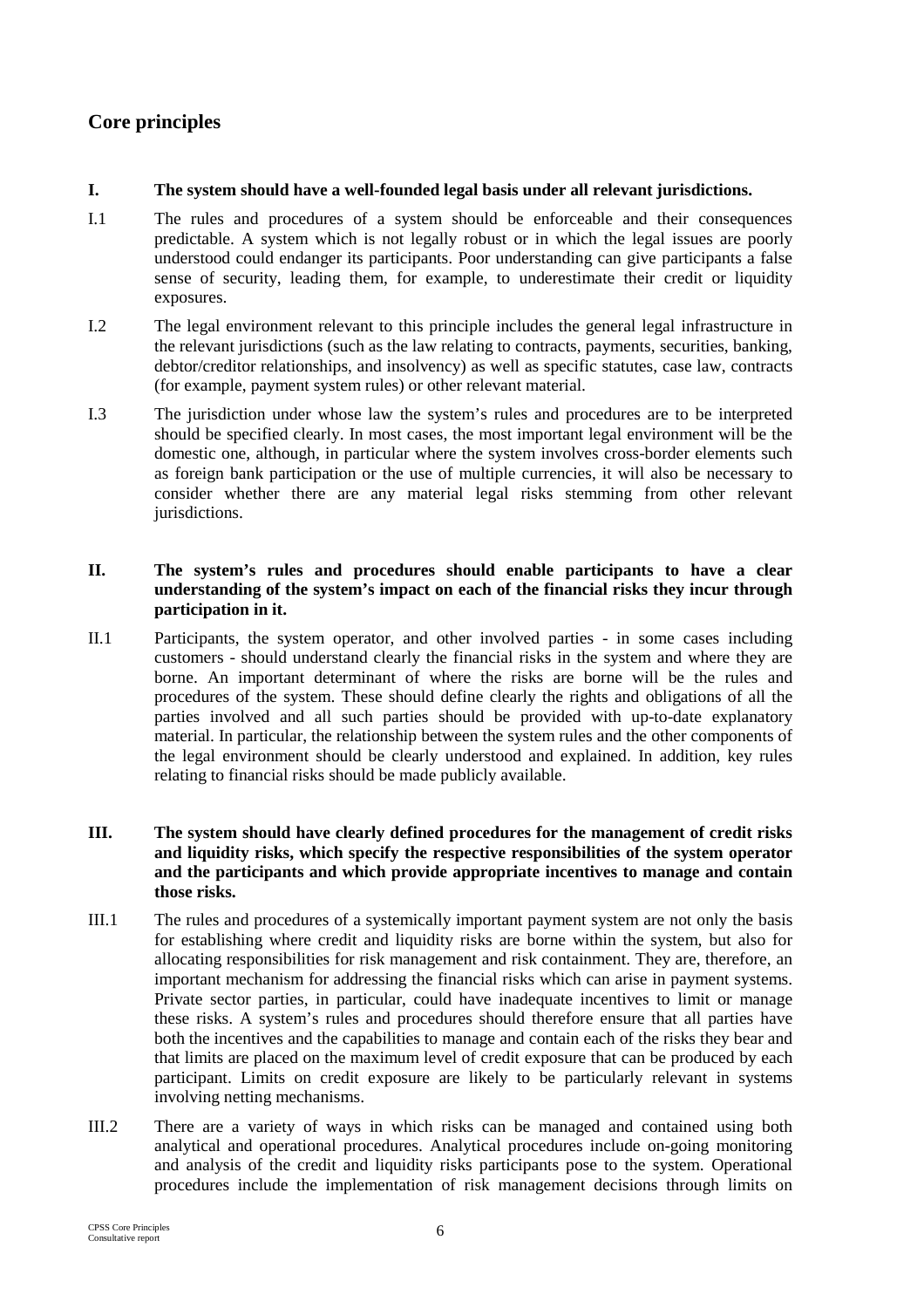## Core principles

**I. The system should have a well-founded legal basis under all relevant jurisdictions.**

I.1 The rules and procedures of a system should be enforceable and their consequences predictable. A system which is not legally robust or in which the legal issues are poorly understood could endanger its participants. Poor understanding can give participants a false sense of security, leading them, for example, to underestimate their credit or liquidity exposures.

I.2 The legal environment relevant to this principle includes the general legal infrastructure in the relevant jurisdictions (such as the law relating to contracts, payments, securities, banking, debtor/creditor relationships, and insolvency) as well as specific statutes, case law, contracts (for example, payment system rules) or other relevant material.

I.3 The jurisdiction under whose law the system's rules and procedures are to be interpreted should be specified clearly. In most cases, the most important legal environment will be the domestic one, although, in particular where the system involves cross-border elements such as foreign bank participation or the use of multiple currencies, it will also be necessary to consider whether there are any material legal risks stemming from other relevant jurisdictions.

**II. The system's rules and procedures should enable participants to have a clear understanding of the system's impact on each of the financial risks they incur through participation in it.**

II.1 Participants, the system operator, and other involved parties - in some cases including customers - should understand clearly the financial risks in the system and where they are borne. An important determinant of where the risks are borne will be the rules and procedures of the system. These should define clearly the rights and obligations of all the parties involved and all such parties should be provided with up-to-date explanatory material. In particular, the relationship between the system rules and the other components of the legal environment should be clearly understood and explained. In addition, key rules relating to financial risks should be made publicly available.

**III. The system should have clearly defined procedures for the management of credit risks and liquidity risks, which specify the respective responsibilities of the system operator and the participants and which provide appropriate incentives to manage and contain those risks.**

III.1 The rules and procedures of a systemically important payment system are not only the basis for establishing where credit and liquidity risks are borne within the system, but also for allocating responsibilities for risk management and risk containment. They are, therefore, an important mechanism for addressing the financial risks which can arise in payment systems. Private sector parties, in particular, could have inadequate incentives to limit or manage these risks. A system's rules and procedures should therefore ensure that all parties have both the incentives and the capabilities to manage and contain each of the risks they bear and that limits are placed on the maximum level of credit exposure that can be produced by each participant. Limits on credit exposure are likely to be particularly relevant in systems involving netting mechanisms.

III.2 There are a variety of ways in which risks can be managed and contained using both analytical and operational procedures. Analytical procedures include on-going monitoring and analysis of the credit and liquidity risks participants pose to the system. Operational procedures include the implementation of risk management decisions through limits on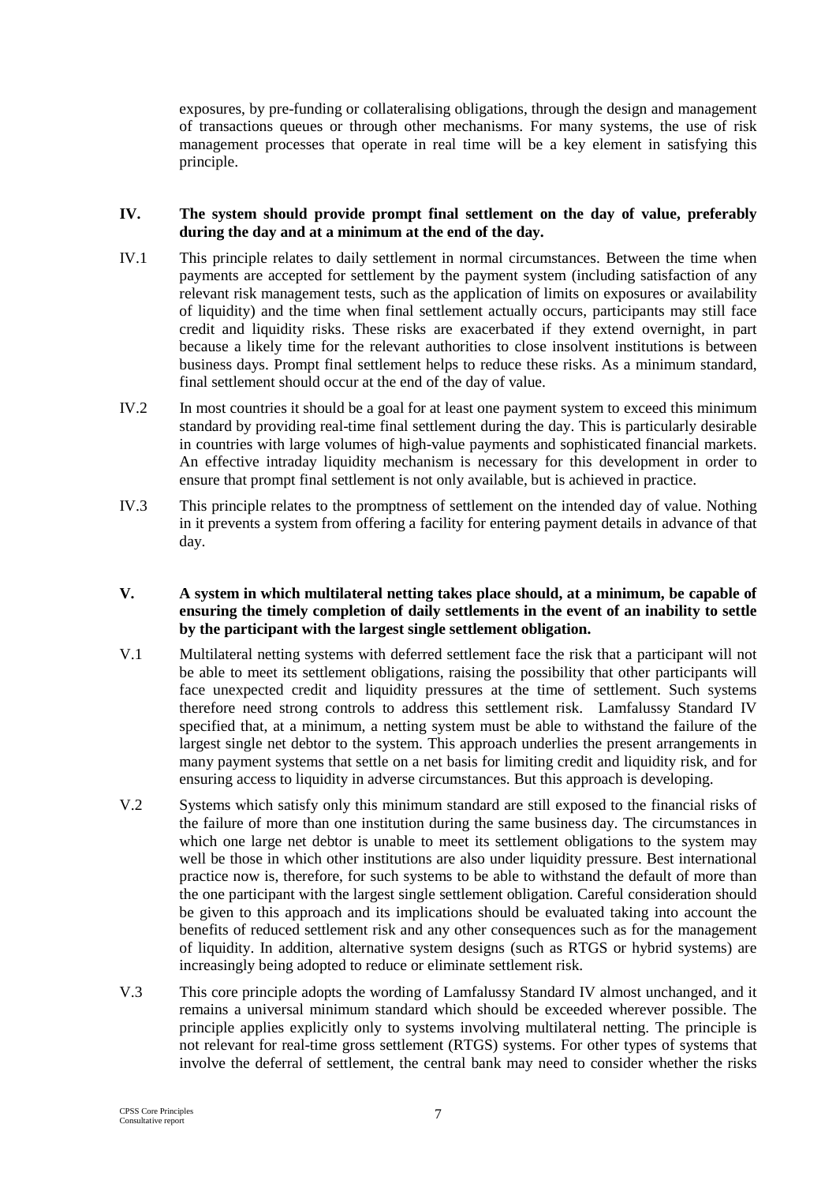exposures, by pre-funding or collateralising obligations, through the design and management of transactions queues or through other mechanisms. For many systems, the use of risk management processes that operate in real time will be a key element in satisfying this principle.

**IV. The system should provide prompt final settlement on the day of value, preferably during the day and at a minimum at the end of the day.**

IV.1 This principle relates to daily settlement in normal circumstances. Between the time when payments are accepted for settlement by the payment system (including satisfaction of any relevant risk management tests, such as the application of limits on exposures or availability of liquidity) and the time when final settlement actually occurs, participants may still face credit and liquidity risks. These risks are exacerbated if they extend overnight, in part because a likely time for the relevant authorities to close insolvent institutions is between business days. Prompt final settlement helps to reduce these risks. As a minimum standard, final settlement should occur at the end of the day of value.

IV.2 In most countries it should be a goal for at least one payment system to exceed this minimum standard by providing real-time final settlement during the day. This is particularly desirable in countries with large volumes of high-value payments and sophisticated financial markets. An effective intraday liquidity mechanism is necessary for this development in order to ensure that prompt final settlement is not only available, but is achieved in practice.

IV.3 This principle relates to the promptness of settlement on the intended day of value. Nothing in it prevents a system from offering a facility for entering payment details in advance of that day.

**V. A system in which multilateral netting takes place should, at a minimum, be capable of ensuring the timely completion of daily settlements in the event of an inability to settle by the participant with the largest single settlement obligation.**

V.1 Multilateral netting systems with deferred settlement face the risk that a participant will not be able to meet its settlement obligations, raising the possibility that other participants will face unexpected credit and liquidity pressures at the time of settlement. Such systems therefore need strong controls to address this settlement risk. Lamfalussy Standard IV specified that, at a minimum, a netting system must be able to withstand the failure of the largest single net debtor to the system. This approach underlies the present arrangements in many payment systems that settle on a net basis for limiting credit and liquidity risk, and for ensuring access to liquidity in adverse circumstances. But this approach is developing.

V.2 Systems which satisfy only this minimum standard are still exposed to the financial risks of the failure of more than one institution during the same business day. The circumstances in which one large net debtor is unable to meet its settlement obligations to the system may well be those in which other institutions are also under liquidity pressure. Best international practice now is, therefore, for such systems to be able to withstand the default of more than the one participant with the largest single settlement obligation. Careful consideration should be given to this approach and its implications should be evaluated taking into account the benefits of reduced settlement risk and any other consequences such as for the management of liquidity. In addition, alternative system designs (such as RTGS or hybrid systems) are increasingly being adopted to reduce or eliminate settlement risk.

V.3 This core principle adopts the wording of Lamfalussy Standard IV almost unchanged, and it remains a universal minimum standard which should be exceeded wherever possible. The principle applies explicitly only to systems involving multilateral netting. The principle is not relevant for real-time gross settlement (RTGS) systems. For other types of systems that involve the deferral of settlement, the central bank may need to consider whether the risks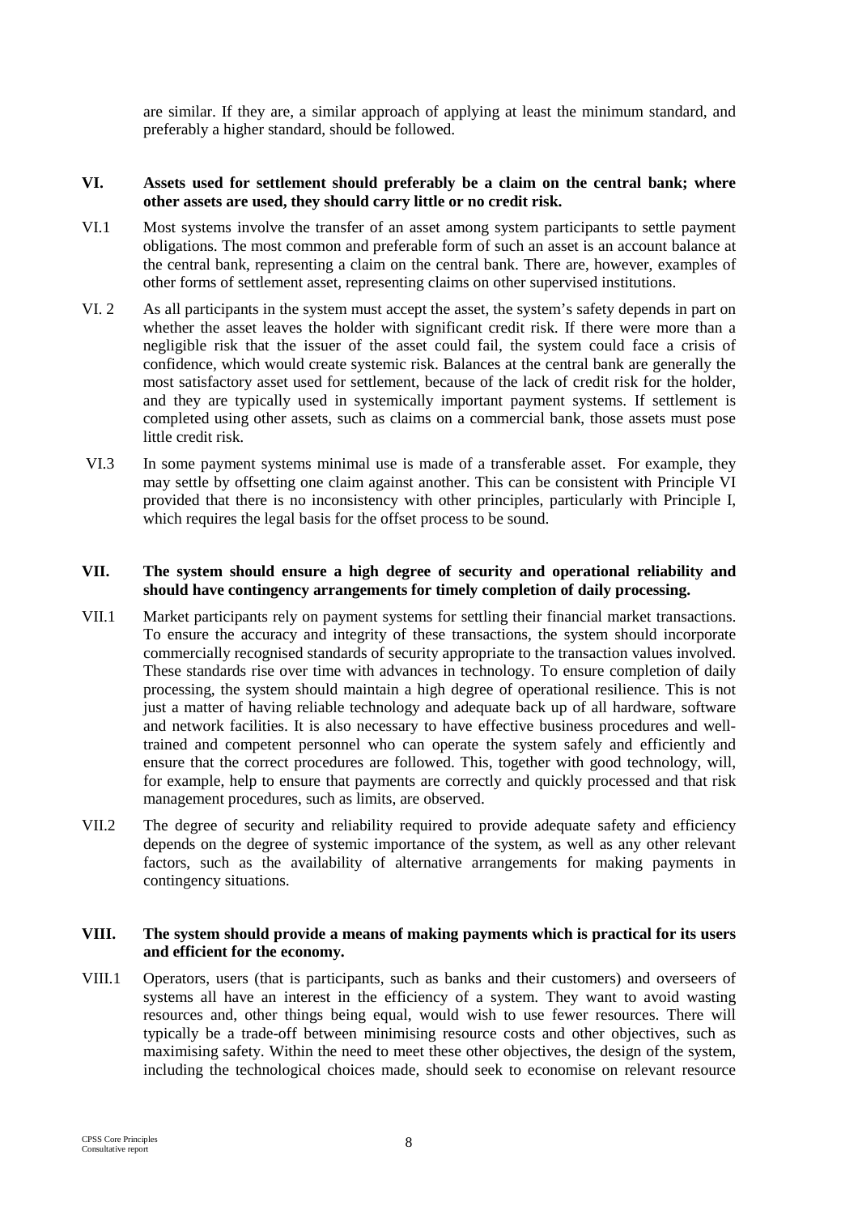are similar. If they are, a similar approach of applying at least the minimum standard, and preferably a higher standard, should be followed.

**VI. Assets used for settlement should preferably be a claim on the central bank; where other assets are used, they should carry little or no credit risk.**

VI.1 Most systems involve the transfer of an asset among system participants to settle payment obligations. The most common and preferable form of such an asset is an account balance at the central bank, representing a claim on the central bank. There are, however, examples of other forms of settlement asset, representing claims on other supervised institutions.

VI. 2 As all participants in the system must accept the asset, the system's safety depends in part on whether the asset leaves the holder with significant credit risk. If there were more than a negligible risk that the issuer of the asset could fail, the system could face a crisis of confidence, which would create systemic risk. Balances at the central bank are generally the most satisfactory asset used for settlement, because of the lack of credit risk for the holder, and they are typically used in systemically important payment systems. If settlement is completed using other assets, such as claims on a commercial bank, those assets must pose little credit risk.

VI.3 In some payment systems minimal use is made of a transferable asset. For example, they may settle by offsetting one claim against another. This can be consistent with Principle VI provided that there is no inconsistency with other principles, particularly with Principle I, which requires the legal basis for the offset process to be sound.

**VII. The system should ensure a high degree of security and operational reliability and should have contingency arrangements for timely completion of daily processing.**

VII.1 Market participants rely on payment systems for settling their financial market transactions. To ensure the accuracy and integrity of these transactions, the system should incorporate commercially recognised standards of security appropriate to the transaction values involved. These standards rise over time with advances in technology. To ensure completion of daily processing, the system should maintain a high degree of operational resilience. This is not just a matter of having reliable technology and adequate back up of all hardware, software and network facilities. It is also necessary to have effective business procedures and well-trained and competent personnel who can operate the system safely and efficiently and ensure that the correct procedures are followed. This, together with good technology, will, for example, help to ensure that payments are correctly and quickly processed and that risk management procedures, such as limits, are observed.

VII.2 The degree of security and reliability required to provide adequate safety and efficiency depends on the degree of systemic importance of the system, as well as any other relevant factors, such as the availability of alternative arrangements for making payments in contingency situations.

**VIII. The system should provide a means of making payments which is practical for its users and efficient for the economy.**

VIII.1 Operators, users (that is participants, such as banks and their customers) and overseers of systems all have an interest in the efficiency of a system. They want to avoid wasting resources and, other things being equal, would wish to use fewer resources. There will typically be a trade-off between minimising resource costs and other objectives, such as maximising safety. Within the need to meet these other objectives, the design of the system, including the technological choices made, should seek to economise on relevant resource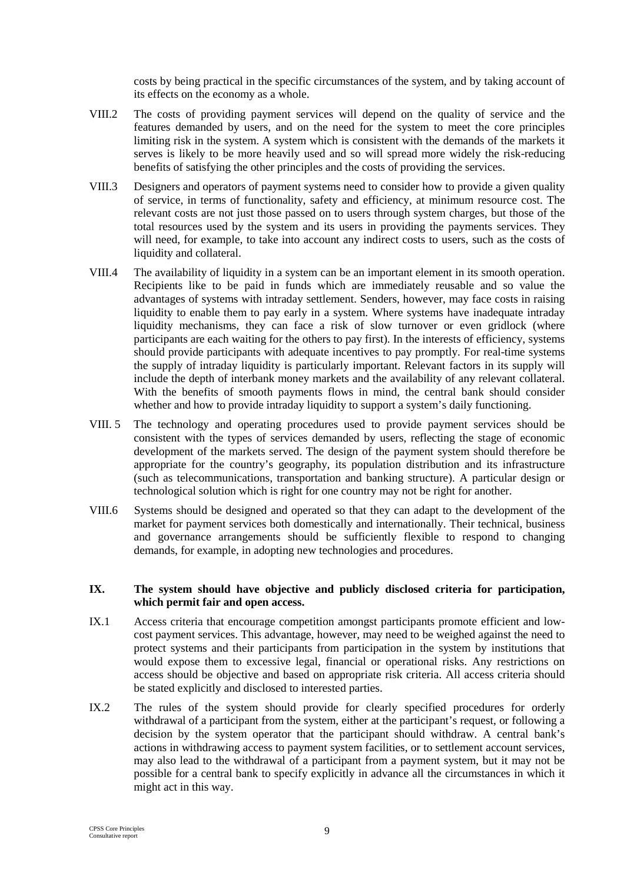costs by being practical in the specific circumstances of the system, and by taking account of its effects on the economy as a whole.

VIII.2 The costs of providing payment services will depend on the quality of service and the features demanded by users, and on the need for the system to meet the core principles limiting risk in the system. A system which is consistent with the demands of the markets it serves is likely to be more heavily used and so will spread more widely the risk-reducing benefits of satisfying the other principles and the costs of providing the services.

VIII.3 Designers and operators of payment systems need to consider how to provide a given quality of service, in terms of functionality, safety and efficiency, at minimum resource cost. The relevant costs are not just those passed on to users through system charges, but those of the total resources used by the system and its users in providing the payments services. They will need, for example, to take into account any indirect costs to users, such as the costs of liquidity and collateral.

VIII.4 The availability of liquidity in a system can be an important element in its smooth operation. Recipients like to be paid in funds which are immediately reusable and so value the advantages of systems with intraday settlement. Senders, however, may face costs in raising liquidity to enable them to pay early in a system. Where systems have inadequate intraday liquidity mechanisms, they can face a risk of slow turnover or even gridlock (where participants are each waiting for the others to pay first). In the interests of efficiency, systems should provide participants with adequate incentives to pay promptly. For real-time systems the supply of intraday liquidity is particularly important. Relevant factors in its supply will include the depth of interbank money markets and the availability of any relevant collateral. With the benefits of smooth payments flows in mind, the central bank should consider whether and how to provide intraday liquidity to support a system's daily functioning.

VIII. 5 The technology and operating procedures used to provide payment services should be consistent with the types of services demanded by users, reflecting the stage of economic development of the markets served. The design of the payment system should therefore be appropriate for the country's geography, its population distribution and its infrastructure (such as telecommunications, transportation and banking structure). A particular design or technological solution which is right for one country may not be right for another.

VIII.6 Systems should be designed and operated so that they can adapt to the development of the market for payment services both domestically and internationally. Their technical, business and governance arrangements should be sufficiently flexible to respond to changing demands, for example, in adopting new technologies and procedures.

## IX. The system should have objective and publicly disclosed criteria for participation, which permit fair and open access.

IX.1 Access criteria that encourage competition amongst participants promote efficient and low-cost payment services. This advantage, however, may need to be weighed against the need to protect systems and their participants from participation in the system by institutions that would expose them to excessive legal, financial or operational risks. Any restrictions on access should be objective and based on appropriate risk criteria. All access criteria should be stated explicitly and disclosed to interested parties.

IX.2 The rules of the system should provide for clearly specified procedures for orderly withdrawal of a participant from the system, either at the participant's request, or following a decision by the system operator that the participant should withdraw. A central bank's actions in withdrawing access to payment system facilities, or to settlement account services, may also lead to the withdrawal of a participant from a payment system, but it may not be possible for a central bank to specify explicitly in advance all the circumstances in which it might act in this way.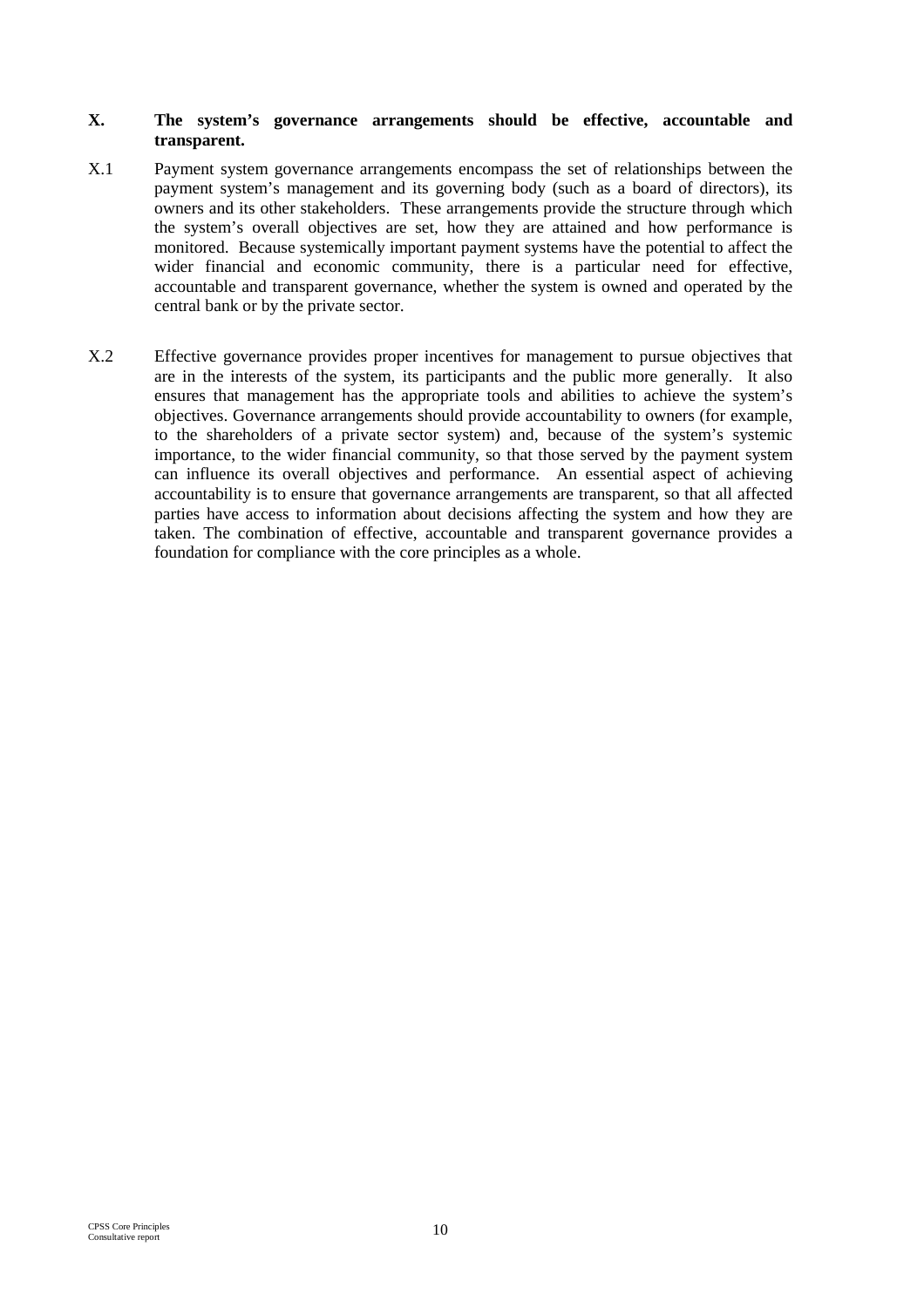## X. The system's governance arrangements should be effective, accountable and transparent.

X.1 Payment system governance arrangements encompass the set of relationships between the payment system's management and its governing body (such as a board of directors), its owners and its other stakeholders. These arrangements provide the structure through which the system's overall objectives are set, how they are attained and how performance is monitored. Because systemically important payment systems have the potential to affect the wider financial and economic community, there is a particular need for effective, accountable and transparent governance, whether the system is owned and operated by the central bank or by the private sector.

X.2 Effective governance provides proper incentives for management to pursue objectives that are in the interests of the system, its participants and the public more generally. It also ensures that management has the appropriate tools and abilities to achieve the system's objectives. Governance arrangements should provide accountability to owners (for example, to the shareholders of a private sector system) and, because of the system's systemic importance, to the wider financial community, so that those served by the payment system can influence its overall objectives and performance. An essential aspect of achieving accountability is to ensure that governance arrangements are transparent, so that all affected parties have access to information about decisions affecting the system and how they are taken. The combination of effective, accountable and transparent governance provides a foundation for compliance with the core principles as a whole.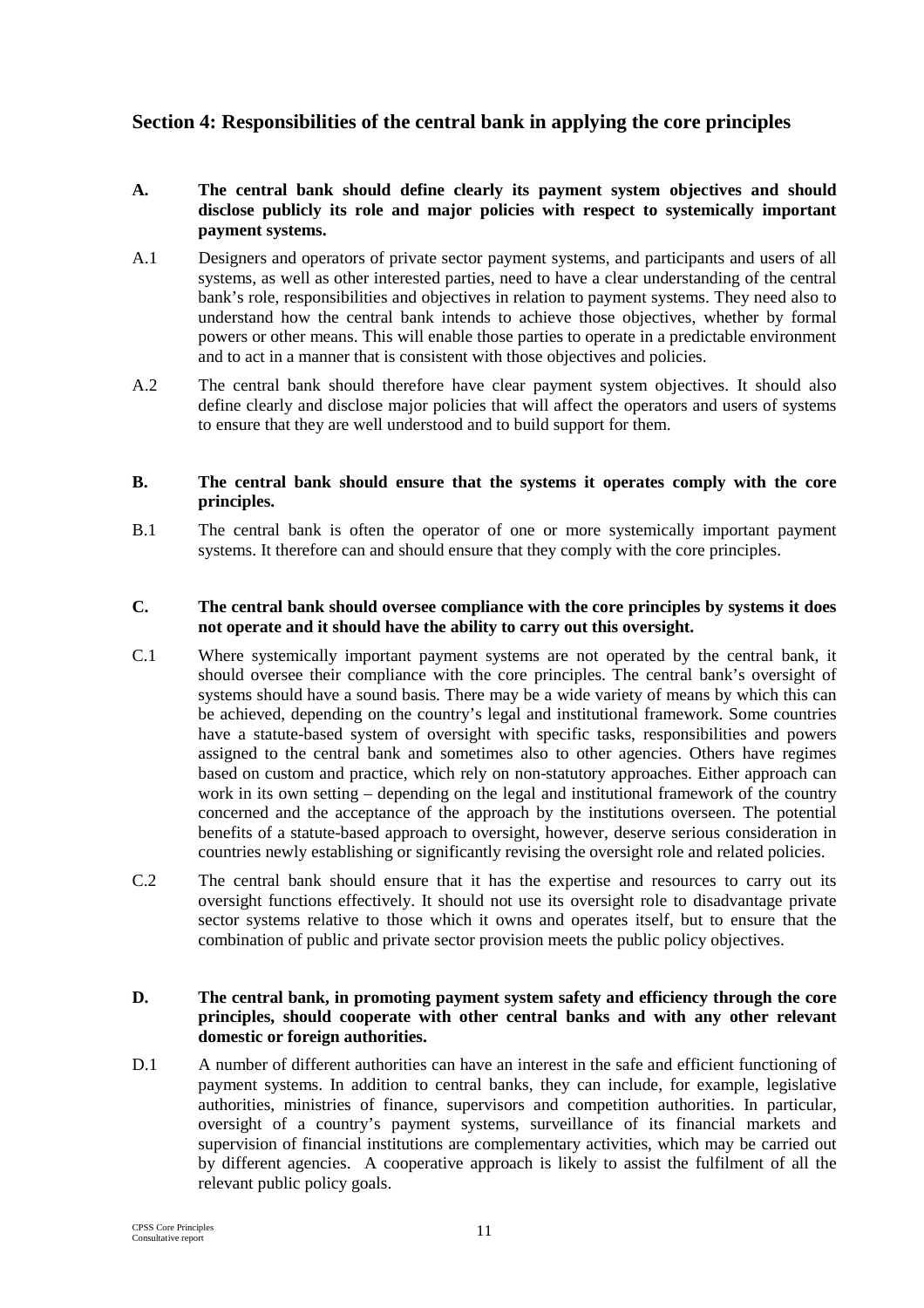## Section 4: Responsibilities of the central bank in applying the core principles

**A. The central bank should define clearly its payment system objectives and should disclose publicly its role and major policies with respect to systemically important payment systems.**

A.1 Designers and operators of private sector payment systems, and participants and users of all systems, as well as other interested parties, need to have a clear understanding of the central bank's role, responsibilities and objectives in relation to payment systems. They need also to understand how the central bank intends to achieve those objectives, whether by formal powers or other means. This will enable those parties to operate in a predictable environment and to act in a manner that is consistent with those objectives and policies.

A.2 The central bank should therefore have clear payment system objectives. It should also define clearly and disclose major policies that will affect the operators and users of systems to ensure that they are well understood and to build support for them.

**B. The central bank should ensure that the systems it operates comply with the core principles.**

B.1 The central bank is often the operator of one or more systemically important payment systems. It therefore can and should ensure that they comply with the core principles.

**C. The central bank should oversee compliance with the core principles by systems it does not operate and it should have the ability to carry out this oversight.**

C.1 Where systemically important payment systems are not operated by the central bank, it should oversee their compliance with the core principles. The central bank's oversight of systems should have a sound basis. There may be a wide variety of means by which this can be achieved, depending on the country's legal and institutional framework. Some countries have a statute-based system of oversight with specific tasks, responsibilities and powers assigned to the central bank and sometimes also to other agencies. Others have regimes based on custom and practice, which rely on non-statutory approaches. Either approach can work in its own setting – depending on the legal and institutional framework of the country concerned and the acceptance of the approach by the institutions overseen. The potential benefits of a statute-based approach to oversight, however, deserve serious consideration in countries newly establishing or significantly revising the oversight role and related policies.

C.2 The central bank should ensure that it has the expertise and resources to carry out its oversight functions effectively. It should not use its oversight role to disadvantage private sector systems relative to those which it owns and operates itself, but to ensure that the combination of public and private sector provision meets the public policy objectives.

**D. The central bank, in promoting payment system safety and efficiency through the core principles, should cooperate with other central banks and with any other relevant domestic or foreign authorities.**

D.1 A number of different authorities can have an interest in the safe and efficient functioning of payment systems. In addition to central banks, they can include, for example, legislative authorities, ministries of finance, supervisors and competition authorities. In particular, oversight of a country's payment systems, surveillance of its financial markets and supervision of financial institutions are complementary activities, which may be carried out by different agencies. A cooperative approach is likely to assist the fulfilment of all the relevant public policy goals.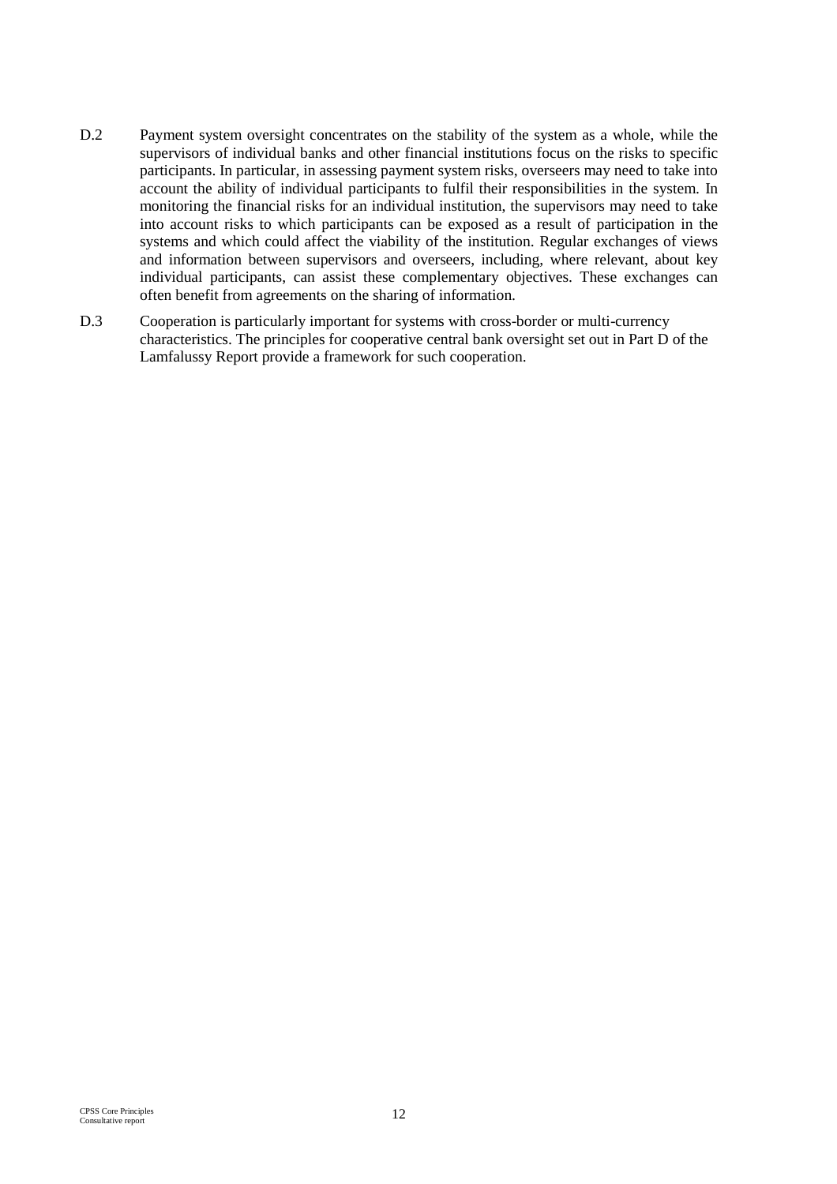D.2 Payment system oversight concentrates on the stability of the system as a whole, while the supervisors of individual banks and other financial institutions focus on the risks to specific participants. In particular, in assessing payment system risks, overseers may need to take into account the ability of individual participants to fulfil their responsibilities in the system. In monitoring the financial risks for an individual institution, the supervisors may need to take into account risks to which participants can be exposed as a result of participation in the systems and which could affect the viability of the institution. Regular exchanges of views and information between supervisors and overseers, including, where relevant, about key individual participants, can assist these complementary objectives. These exchanges can often benefit from agreements on the sharing of information.

D.3 Cooperation is particularly important for systems with cross-border or multi-currency characteristics. The principles for cooperative central bank oversight set out in Part D of the Lamfalussy Report provide a framework for such cooperation.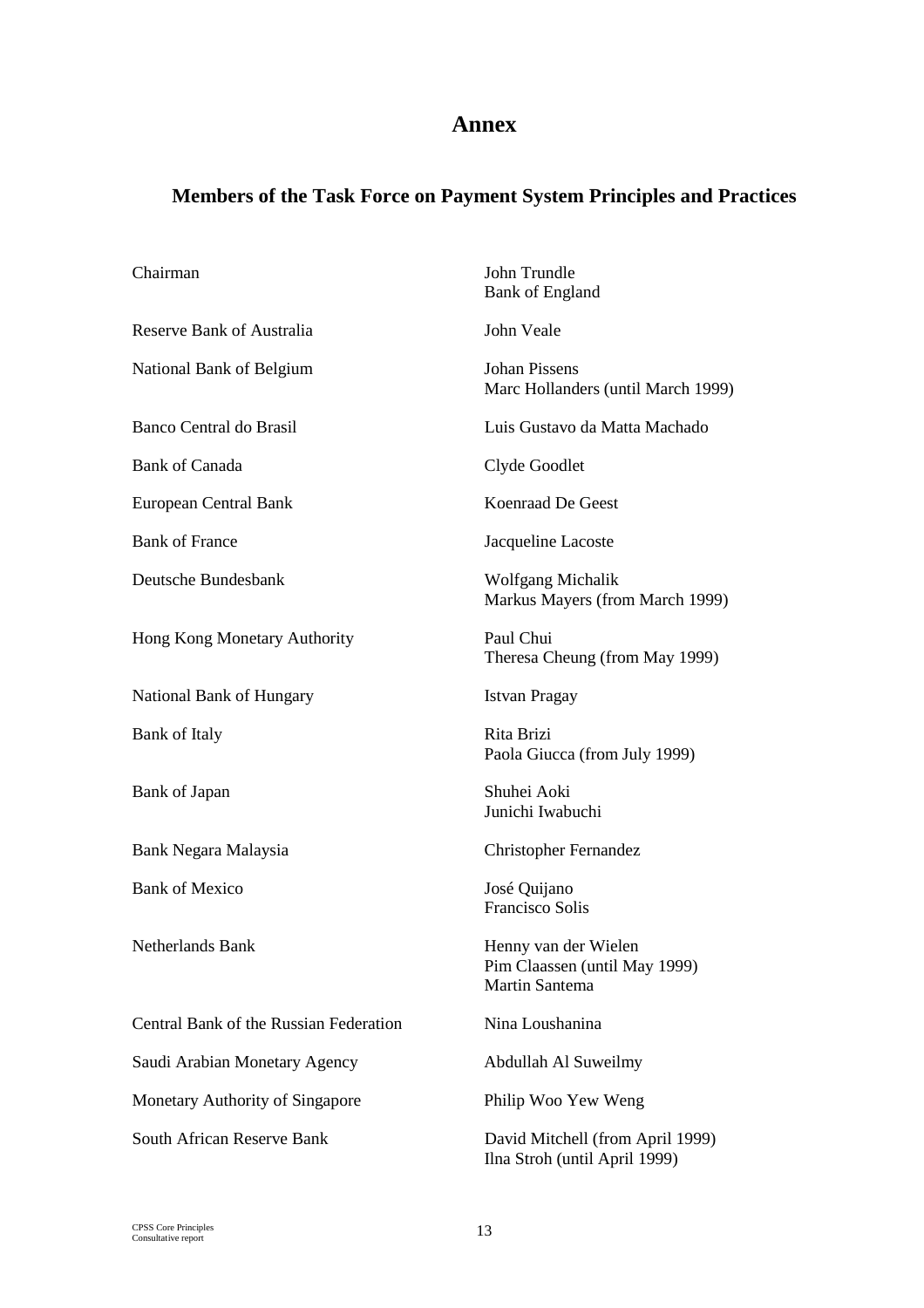# Annex

## Members of the Task Force on Payment System Principles and Practices

| | |
|---|---|
| Chairman | John Trundle<br>Bank of England |
| Reserve Bank of Australia | John Veale |
| National Bank of Belgium | Johan Pissens<br>Marc Hollanders (until March 1999) |
| Banco Central do Brasil | Luis Gustavo da Matta Machado |
| Bank of Canada | Clyde Goodlet |
| European Central Bank | Koenraad De Geest |
| Bank of France | Jacqueline Lacoste |
| Deutsche Bundesbank | Wolfgang Michalik<br>Markus Mayers (from March 1999) |
| Hong Kong Monetary Authority | Paul Chui<br>Theresa Cheung (from May 1999) |
| National Bank of Hungary | Istvan Pragay |
| Bank of Italy | Rita Brizi<br>Paola Giucca (from July 1999) |
| Bank of Japan | Shuhei Aoki<br>Junichi Iwabuchi |
| Bank Negara Malaysia | Christopher Fernandez |
| Bank of Mexico | José Quijano<br>Francisco Solis |
| Netherlands Bank | Henny van der Wielen<br>Pim Claassen (until May 1999)<br>Martin Santema |
| Central Bank of the Russian Federation | Nina Loushanina |
| Saudi Arabian Monetary Agency | Abdullah Al Suweilmy |
| Monetary Authority of Singapore | Philip Woo Yew Weng |
| South African Reserve Bank | David Mitchell (from April 1999)<br>Ilna Stroh (until April 1999) |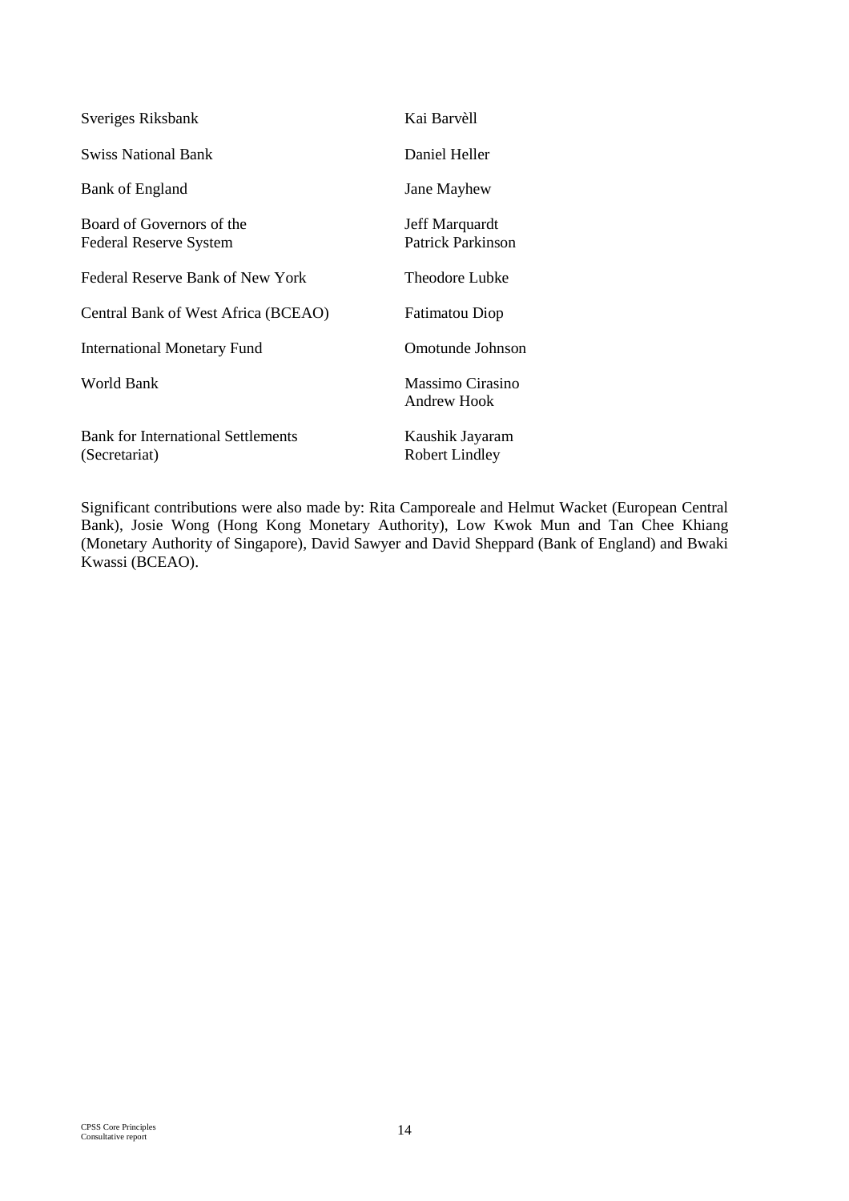| | |
|---|---|
| Sveriges Riksbank | Kai Barvèll |
| Swiss National Bank | Daniel Heller |
| Bank of England | Jane Mayhew |
| Board of Governors of the Federal Reserve System | Jeff Marquardt<br>Patrick Parkinson |
| Federal Reserve Bank of New York | Theodore Lubke |
| Central Bank of West Africa (BCEAO) | Fatimatou Diop |
| International Monetary Fund | Omotunde Johnson |
| World Bank | Massimo Cirasino<br>Andrew Hook |
| Bank for International Settlements (Secretariat) | Kaushik Jayaram<br>Robert Lindley |

Significant contributions were also made by: Rita Camporeale and Helmut Wacket (European Central Bank), Josie Wong (Hong Kong Monetary Authority), Low Kwok Mun and Tan Chee Khiang (Monetary Authority of Singapore), David Sawyer and David Sheppard (Bank of England) and Bwaki Kwassi (BCEAO).